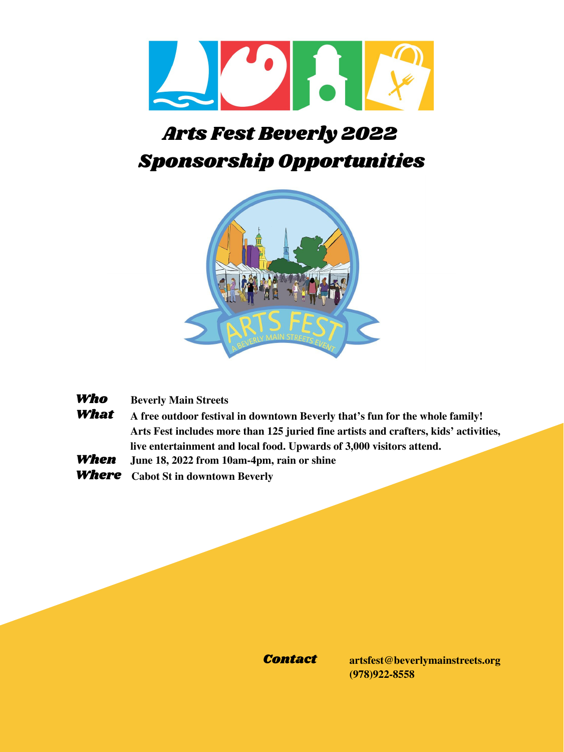# Arts Fest Beverly 2022
# Sponsorship Opportunities

***Who*** **Beverly Main Streets**

***What*** **A free outdoor festival in downtown Beverly that's fun for the whole family! Arts Fest includes more than 125 juried fine artists and crafters, kids' activities, live entertainment and local food. Upwards of 3,000 visitors attend.**

***When*** **June 18, 2022 from 10am-4pm, rain or shine**

***Where*** **Cabot St in downtown Beverly**

***Contact*** **artsfest@beverlymainstreets.org**
**(978)922-8558**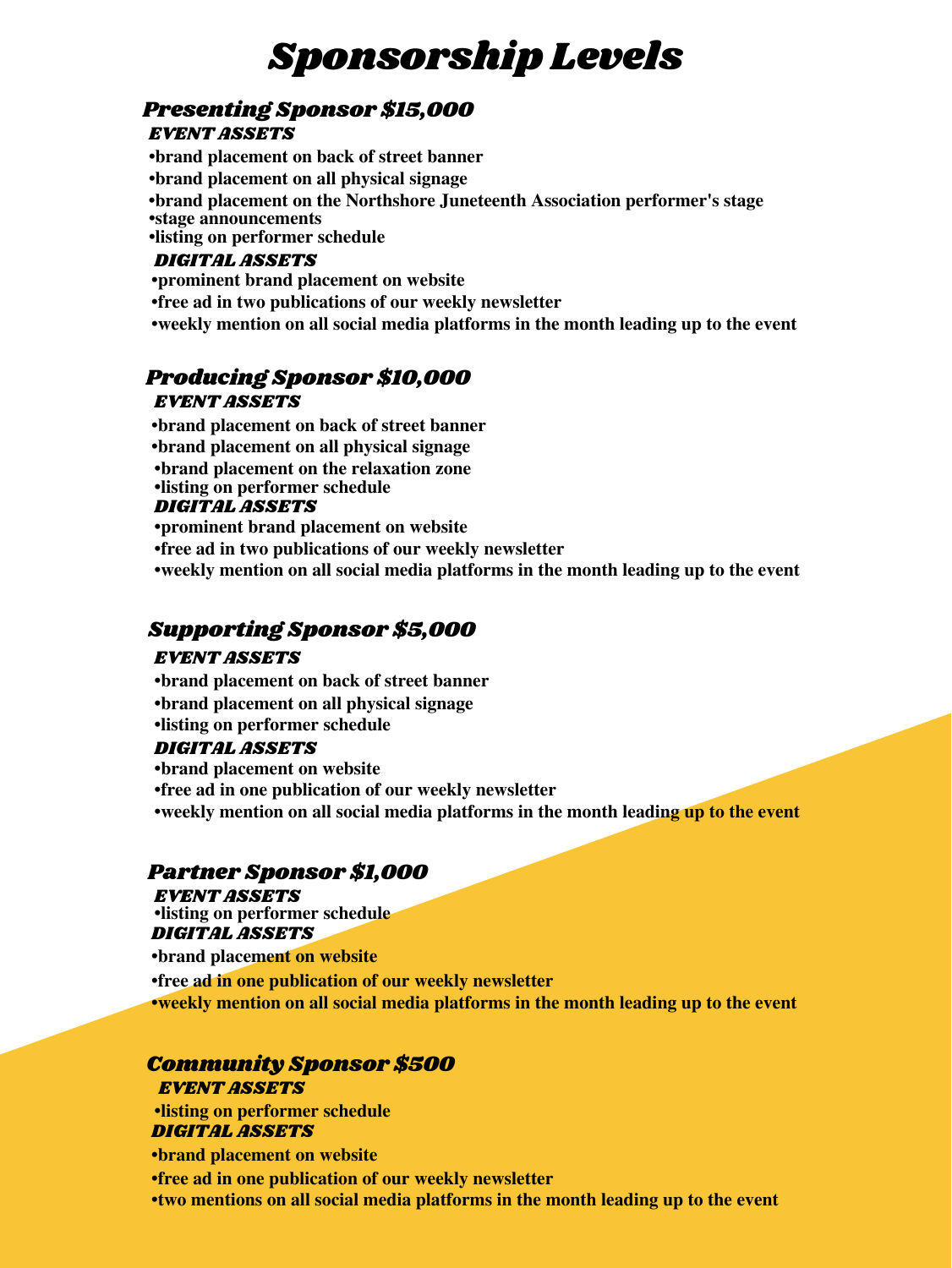# Sponsorship Levels

## Presenting Sponsor $15,000

### EVENT ASSETS

- **brand placement on back of street banner**
- **brand placement on all physical signage**
- **brand placement on the Northshore Juneteenth Association performer's stage**
- **stage announcements**
- **listing on performer schedule**

### DIGITAL ASSETS

- **prominent brand placement on website**
- **free ad in two publications of our weekly newsletter**
- **weekly mention on all social media platforms in the month leading up to the event**

## Producing Sponsor $10,000

### EVENT ASSETS

- **brand placement on back of street banner**
- **brand placement on all physical signage**
- **brand placement on the relaxation zone**
- **listing on performer schedule**

### DIGITAL ASSETS

- **prominent brand placement on website**
- **free ad in two publications of our weekly newsletter**
- **weekly mention on all social media platforms in the month leading up to the event**

## Supporting Sponsor $5,000

### EVENT ASSETS

- **brand placement on back of street banner**
- **brand placement on all physical signage**
- **listing on performer schedule**

### DIGITAL ASSETS

- **brand placement on website**
- **free ad in one publication of our weekly newsletter**
- **weekly mention on all social media platforms in the month leading up to the event**

## Partner Sponsor $1,000

### EVENT ASSETS

- **listing on performer schedule**

### DIGITAL ASSETS

- **brand placement on website**
- **free ad in one publication of our weekly newsletter**
- **weekly mention on all social media platforms in the month leading up to the event**

## Community Sponsor $500

### EVENT ASSETS

- **listing on performer schedule**

### DIGITAL ASSETS

- **brand placement on website**
- **free ad in one publication of our weekly newsletter**
- **two mentions on all social media platforms in the month leading up to the event**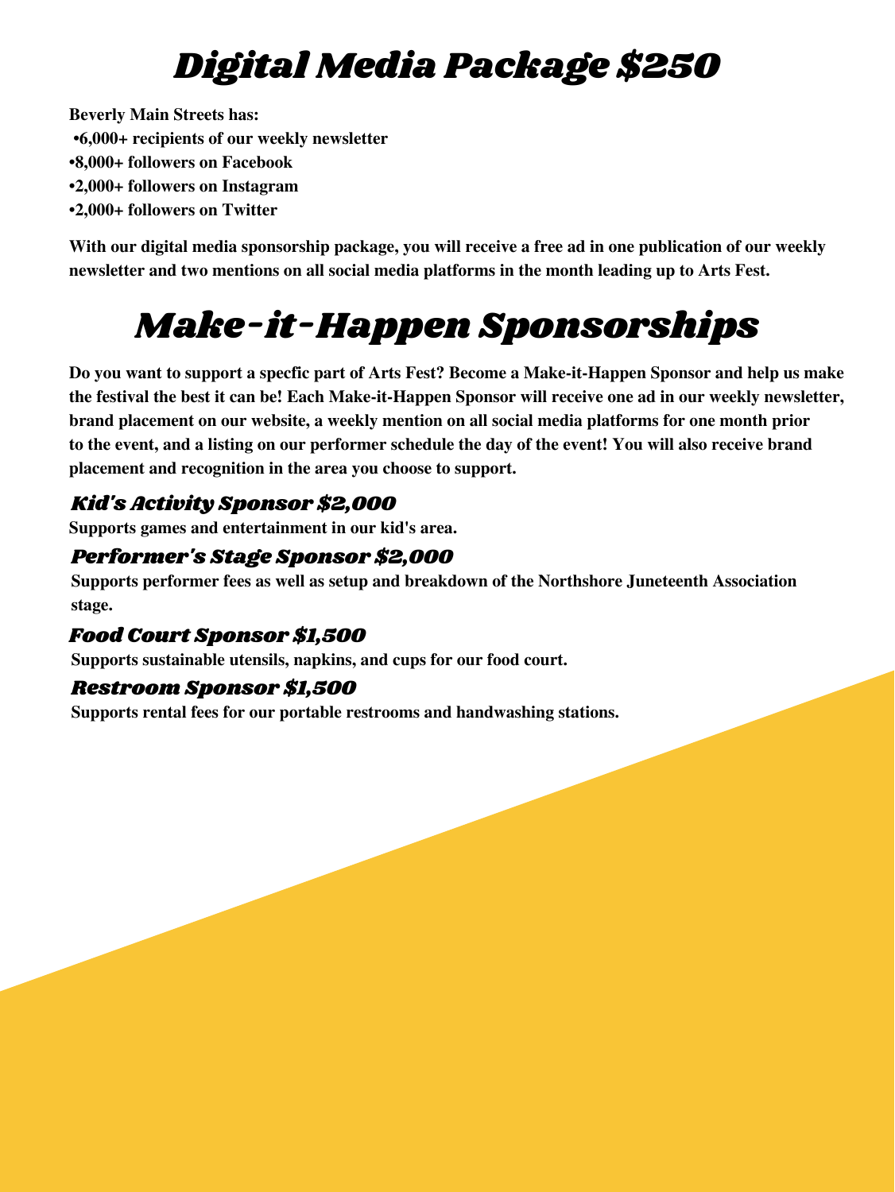# Digital Media Package $250

**Beverly Main Streets has:**

- **6,000+ recipients of our weekly newsletter**
- **8,000+ followers on Facebook**
- **2,000+ followers on Instagram**
- **2,000+ followers on Twitter**

**With our digital media sponsorship package, you will receive a free ad in one publication of our weekly newsletter and two mentions on all social media platforms in the month leading up to Arts Fest.**

# Make-it-Happen Sponsorships

**Do you want to support a specfic part of Arts Fest? Become a Make-it-Happen Sponsor and help us make the festival the best it can be! Each Make-it-Happen Sponsor will receive one ad in our weekly newsletter, brand placement on our website, a weekly mention on all social media platforms for one month prior to the event, and a listing on our performer schedule the day of the event! You will also receive brand placement and recognition in the area you choose to support.**

### *Kid's Activity Sponsor $2,000*

**Supports games and entertainment in our kid's area.**

### *Performer's Stage Sponsor $2,000*

**Supports performer fees as well as setup and breakdown of the Northshore Juneteenth Association stage.**

### *Food Court Sponsor $1,500*

**Supports sustainable utensils, napkins, and cups for our food court.**

### *Restroom Sponsor $1,500*

**Supports rental fees for our portable restrooms and handwashing stations.**